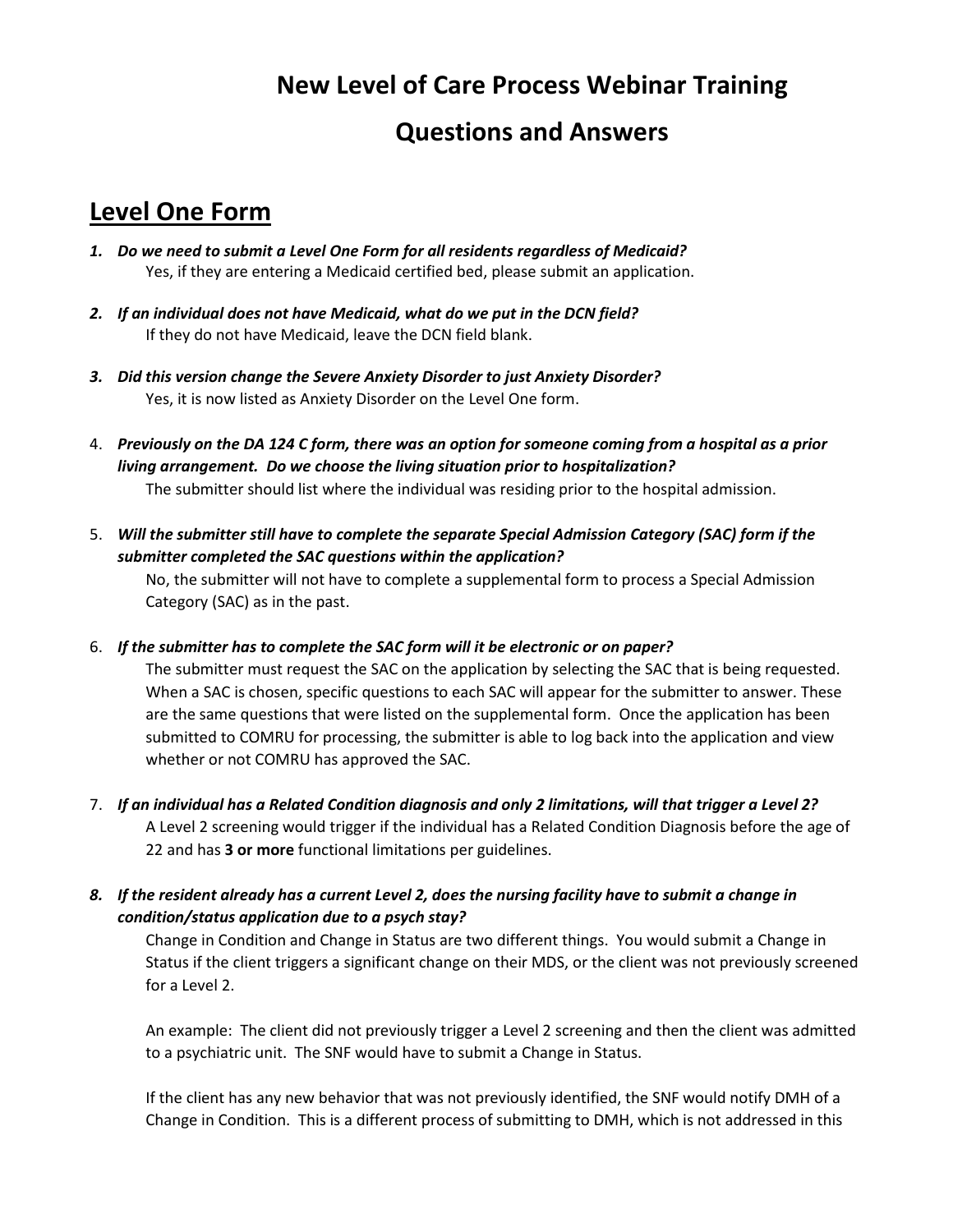# New Level of Care Process Webinar Training

# Questions and Answers

## Level One Form

1. ***Do we need to submit a Level One Form for all residents regardless of Medicaid?***
   Yes, if they are entering a Medicaid certified bed, please submit an application.

2. ***If an individual does not have Medicaid, what do we put in the DCN field?***
   If they do not have Medicaid, leave the DCN field blank.

3. ***Did this version change the Severe Anxiety Disorder to just Anxiety Disorder?***
   Yes, it is now listed as Anxiety Disorder on the Level One form.

4. ***Previously on the DA 124 C form, there was an option for someone coming from a hospital as a prior living arrangement. Do we choose the living situation prior to hospitalization?***
   The submitter should list where the individual was residing prior to the hospital admission.

5. ***Will the submitter still have to complete the separate Special Admission Category (SAC) form if the submitter completed the SAC questions within the application?***
   No, the submitter will not have to complete a supplemental form to process a Special Admission Category (SAC) as in the past.

6. ***If the submitter has to complete the SAC form will it be electronic or on paper?***
   The submitter must request the SAC on the application by selecting the SAC that is being requested. When a SAC is chosen, specific questions to each SAC will appear for the submitter to answer. These are the same questions that were listed on the supplemental form. Once the application has been submitted to COMRU for processing, the submitter is able to log back into the application and view whether or not COMRU has approved the SAC.

7. ***If an individual has a Related Condition diagnosis and only 2 limitations, will that trigger a Level 2?***
   A Level 2 screening would trigger if the individual has a Related Condition Diagnosis before the age of 22 and has **3 or more** functional limitations per guidelines.

8. ***If the resident already has a current Level 2, does the nursing facility have to submit a change in condition/status application due to a psych stay?***
   Change in Condition and Change in Status are two different things. You would submit a Change in Status if the client triggers a significant change on their MDS, or the client was not previously screened for a Level 2.

   An example: The client did not previously trigger a Level 2 screening and then the client was admitted to a psychiatric unit. The SNF would have to submit a Change in Status.

   If the client has any new behavior that was not previously identified, the SNF would notify DMH of a Change in Condition. This is a different process of submitting to DMH, which is not addressed in this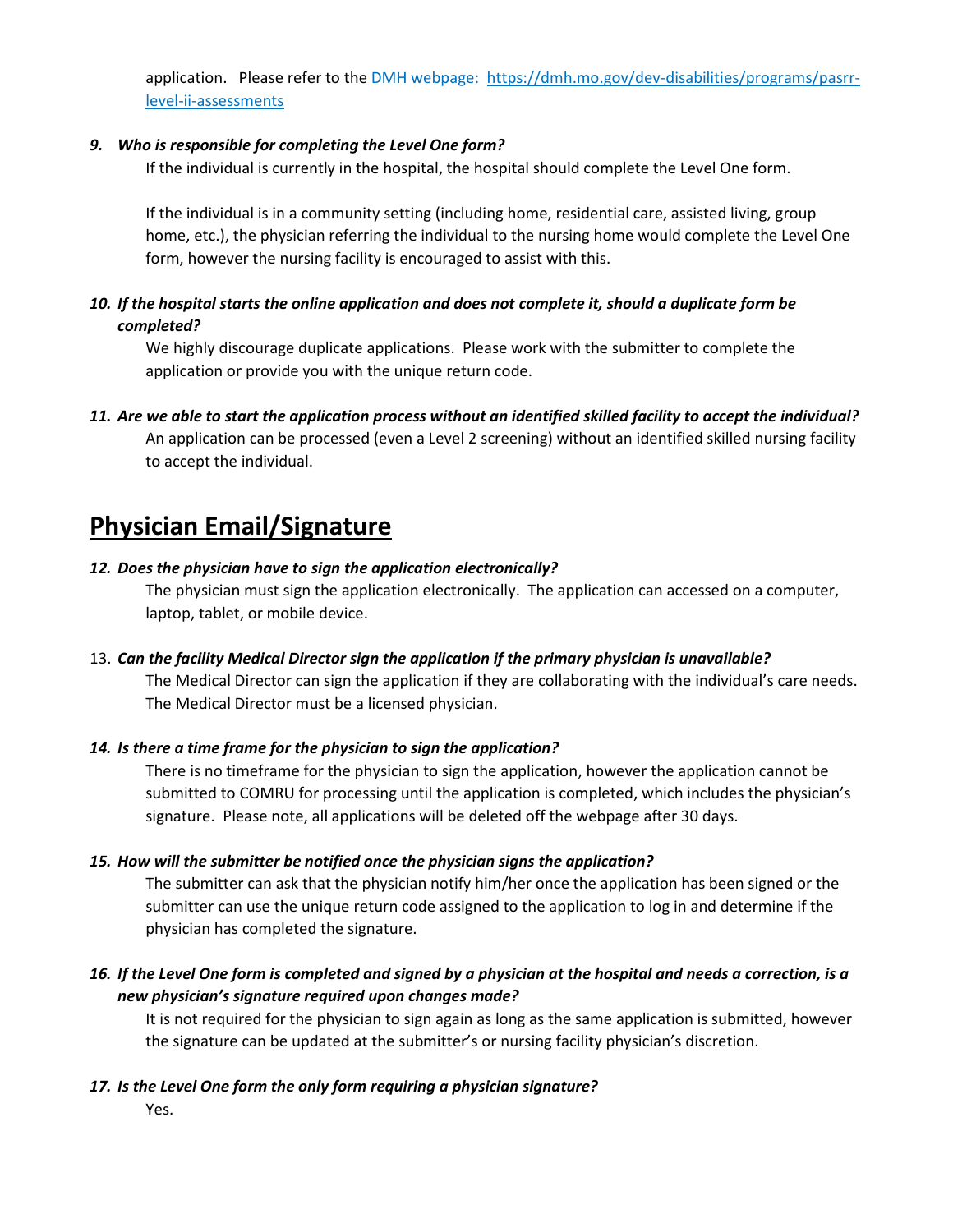application. Please refer to the DMH webpage: [https://dmh.mo.gov/dev-disabilities/programs/pasrr-level-ii-assessments](https://dmh.mo.gov/dev-disabilities/programs/pasrr-level-ii-assessments)

9. ***Who is responsible for completing the Level One form?***

   If the individual is currently in the hospital, the hospital should complete the Level One form.

   If the individual is in a community setting (including home, residential care, assisted living, group home, etc.), the physician referring the individual to the nursing home would complete the Level One form, however the nursing facility is encouraged to assist with this.

10. ***If the hospital starts the online application and does not complete it, should a duplicate form be completed?***

    We highly discourage duplicate applications. Please work with the submitter to complete the application or provide you with the unique return code.

11. ***Are we able to start the application process without an identified skilled facility to accept the individual?***

    An application can be processed (even a Level 2 screening) without an identified skilled nursing facility to accept the individual.

## Physician Email/Signature

12. ***Does the physician have to sign the application electronically?***

    The physician must sign the application electronically. The application can accessed on a computer, laptop, tablet, or mobile device.

13. ***Can the facility Medical Director sign the application if the primary physician is unavailable?***

    The Medical Director can sign the application if they are collaborating with the individual's care needs. The Medical Director must be a licensed physician.

14. ***Is there a time frame for the physician to sign the application?***

    There is no timeframe for the physician to sign the application, however the application cannot be submitted to COMRU for processing until the application is completed, which includes the physician's signature. Please note, all applications will be deleted off the webpage after 30 days.

15. ***How will the submitter be notified once the physician signs the application?***

    The submitter can ask that the physician notify him/her once the application has been signed or the submitter can use the unique return code assigned to the application to log in and determine if the physician has completed the signature.

16. ***If the Level One form is completed and signed by a physician at the hospital and needs a correction, is a new physician's signature required upon changes made?***

    It is not required for the physician to sign again as long as the same application is submitted, however the signature can be updated at the submitter's or nursing facility physician's discretion.

17. ***Is the Level One form the only form requiring a physician signature?***

    Yes.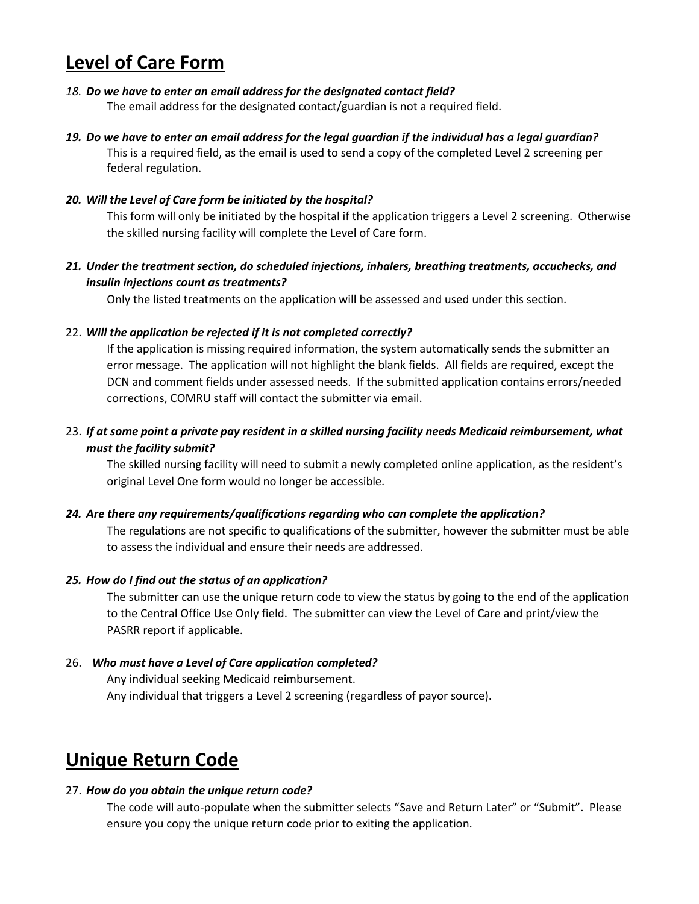## Level of Care Form

18. ***Do we have to enter an email address for the designated contact field?***

    The email address for the designated contact/guardian is not a required field.

19. ***Do we have to enter an email address for the legal guardian if the individual has a legal guardian?***

    This is a required field, as the email is used to send a copy of the completed Level 2 screening per federal regulation.

20. ***Will the Level of Care form be initiated by the hospital?***

    This form will only be initiated by the hospital if the application triggers a Level 2 screening. Otherwise the skilled nursing facility will complete the Level of Care form.

21. ***Under the treatment section, do scheduled injections, inhalers, breathing treatments, accuchecks, and insulin injections count as treatments?***

    Only the listed treatments on the application will be assessed and used under this section.

22. ***Will the application be rejected if it is not completed correctly?***

    If the application is missing required information, the system automatically sends the submitter an error message. The application will not highlight the blank fields. All fields are required, except the DCN and comment fields under assessed needs. If the submitted application contains errors/needed corrections, COMRU staff will contact the submitter via email.

23. ***If at some point a private pay resident in a skilled nursing facility needs Medicaid reimbursement, what must the facility submit?***

    The skilled nursing facility will need to submit a newly completed online application, as the resident's original Level One form would no longer be accessible.

24. ***Are there any requirements/qualifications regarding who can complete the application?***

    The regulations are not specific to qualifications of the submitter, however the submitter must be able to assess the individual and ensure their needs are addressed.

25. ***How do I find out the status of an application?***

    The submitter can use the unique return code to view the status by going to the end of the application to the Central Office Use Only field. The submitter can view the Level of Care and print/view the PASRR report if applicable.

26. ***Who must have a Level of Care application completed?***

    Any individual seeking Medicaid reimbursement.
    Any individual that triggers a Level 2 screening (regardless of payor source).

## Unique Return Code

27. ***How do you obtain the unique return code?***

    The code will auto-populate when the submitter selects "Save and Return Later" or "Submit". Please ensure you copy the unique return code prior to exiting the application.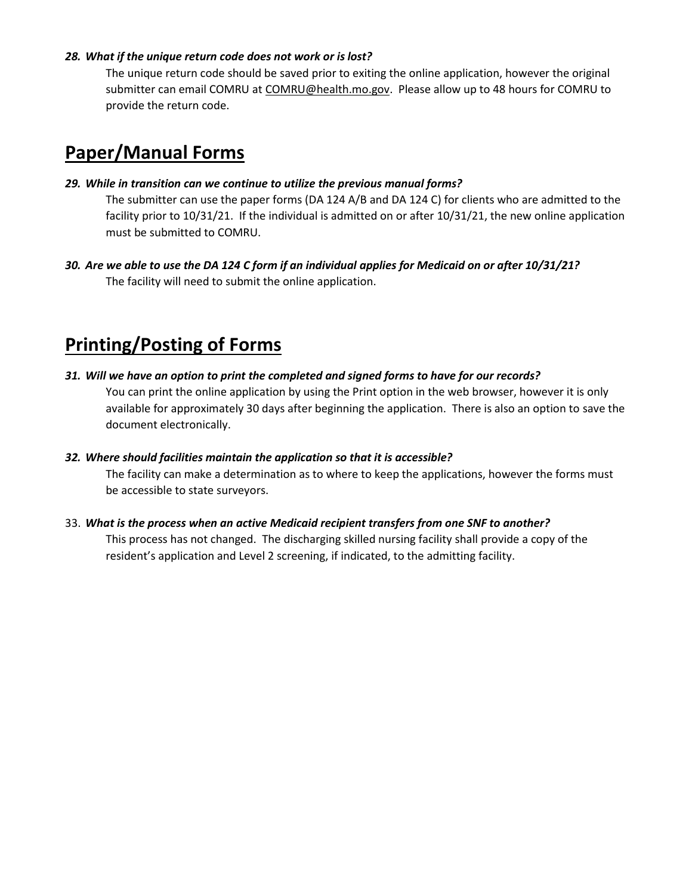*28. What if the unique return code does not work or is lost?*

The unique return code should be saved prior to exiting the online application, however the original submitter can email COMRU at COMRU@health.mo.gov. Please allow up to 48 hours for COMRU to provide the return code.

## Paper/Manual Forms

*29. While in transition can we continue to utilize the previous manual forms?*

The submitter can use the paper forms (DA 124 A/B and DA 124 C) for clients who are admitted to the facility prior to 10/31/21. If the individual is admitted on or after 10/31/21, the new online application must be submitted to COMRU.

*30. Are we able to use the DA 124 C form if an individual applies for Medicaid on or after 10/31/21?*

The facility will need to submit the online application.

## Printing/Posting of Forms

*31. Will we have an option to print the completed and signed forms to have for our records?*

You can print the online application by using the Print option in the web browser, however it is only available for approximately 30 days after beginning the application. There is also an option to save the document electronically.

*32. Where should facilities maintain the application so that it is accessible?*

The facility can make a determination as to where to keep the applications, however the forms must be accessible to state surveyors.

33. *What is the process when an active Medicaid recipient transfers from one SNF to another?*

This process has not changed. The discharging skilled nursing facility shall provide a copy of the resident's application and Level 2 screening, if indicated, to the admitting facility.